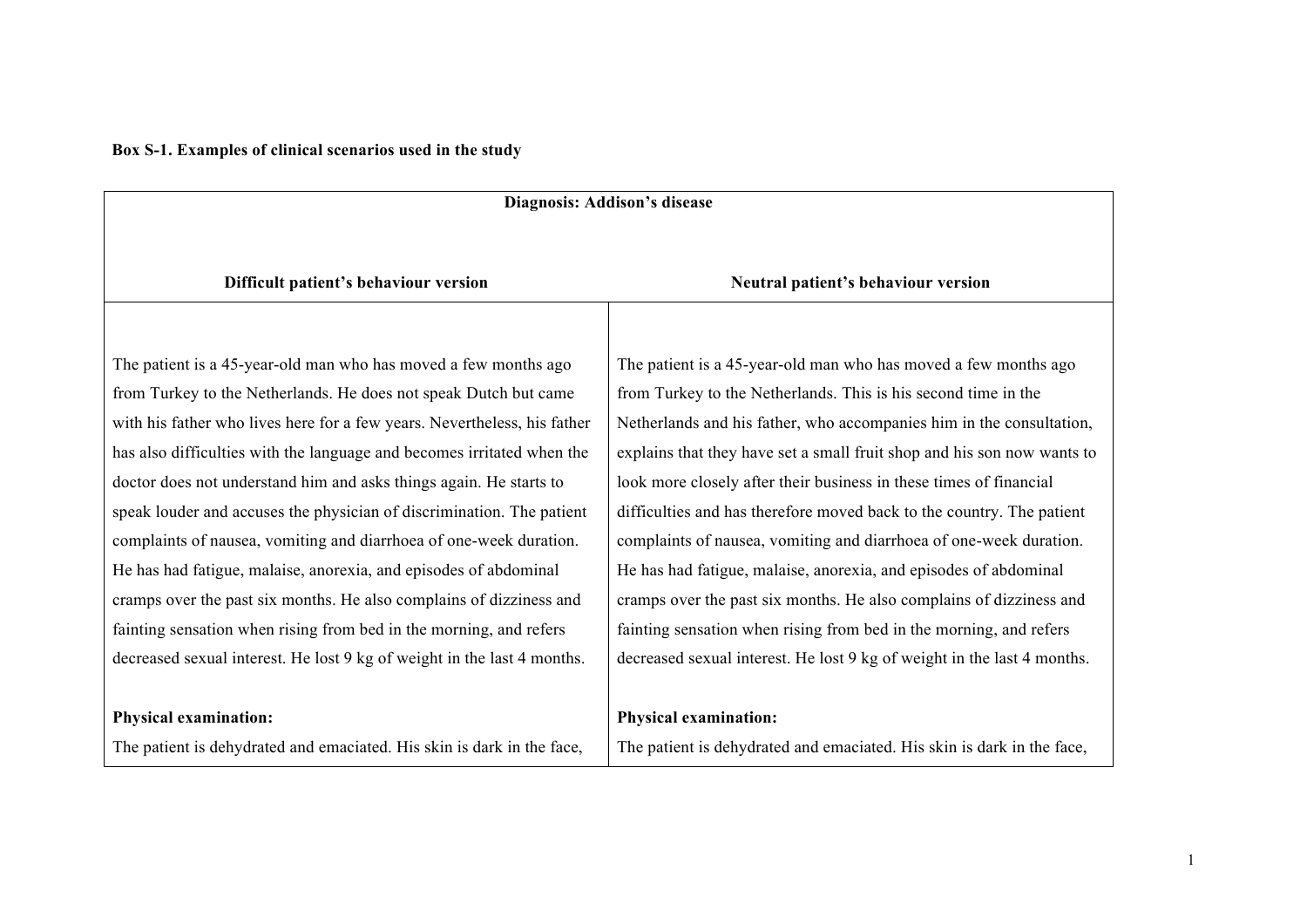**Box S-1. Examples of clinical scenarios used in the study**

| **Diagnosis: Addison's disease** | |
|---|---|
| **Difficult patient's behaviour version** | **Neutral patient's behaviour version** |
| The patient is a 45-year-old man who has moved a few months ago from Turkey to the Netherlands. He does not speak Dutch but came with his father who lives here for a few years. Nevertheless, his father has also difficulties with the language and becomes irritated when the doctor does not understand him and asks things again. He starts to speak louder and accuses the physician of discrimination. The patient complaints of nausea, vomiting and diarrhoea of one-week duration. He has had fatigue, malaise, anorexia, and episodes of abdominal cramps over the past six months. He also complains of dizziness and fainting sensation when rising from bed in the morning, and refers decreased sexual interest. He lost 9 kg of weight in the last 4 months. <br><br> **Physical examination:** <br> The patient is dehydrated and emaciated. His skin is dark in the face, | The patient is a 45-year-old man who has moved a few months ago from Turkey to the Netherlands. This is his second time in the Netherlands and his father, who accompanies him in the consultation, explains that they have set a small fruit shop and his son now wants to look more closely after their business in these times of financial difficulties and has therefore moved back to the country. The patient complaints of nausea, vomiting and diarrhoea of one-week duration. He has had fatigue, malaise, anorexia, and episodes of abdominal cramps over the past six months. He also complains of dizziness and fainting sensation when rising from bed in the morning, and refers decreased sexual interest. He lost 9 kg of weight in the last 4 months. <br><br> **Physical examination:** <br> The patient is dehydrated and emaciated. His skin is dark in the face, |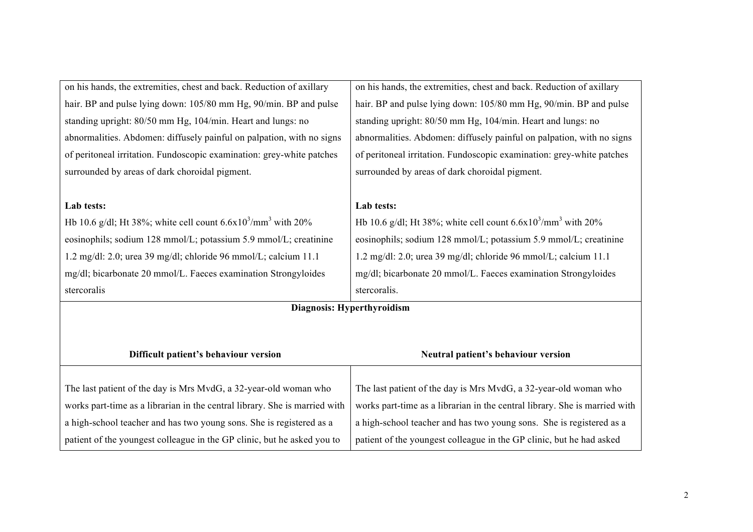| | |
|---|---|
| on his hands, the extremities, chest and back. Reduction of axillary hair. BP and pulse lying down: 105/80 mm Hg, 90/min. BP and pulse standing upright: 80/50 mm Hg, 104/min. Heart and lungs: no abnormalities. Abdomen: diffusely painful on palpation, with no signs of peritoneal irritation. Fundoscopic examination: grey-white patches surrounded by areas of dark choroidal pigment.<br><br>**Lab tests:**<br>Hb 10.6 g/dl; Ht 38%; white cell count $6.6x10^3/mm^3$ with 20% eosinophils; sodium 128 mmol/L; potassium 5.9 mmol/L; creatinine 1.2 mg/dl: 2.0; urea 39 mg/dl; chloride 96 mmol/L; calcium 11.1 mg/dl; bicarbonate 20 mmol/L. Faeces examination Strongyloides stercoralis | on his hands, the extremities, chest and back. Reduction of axillary hair. BP and pulse lying down: 105/80 mm Hg, 90/min. BP and pulse standing upright: 80/50 mm Hg, 104/min. Heart and lungs: no abnormalities. Abdomen: diffusely painful on palpation, with no signs of peritoneal irritation. Fundoscopic examination: grey-white patches surrounded by areas of dark choroidal pigment.<br><br>**Lab tests:**<br>Hb 10.6 g/dl; Ht 38%; white cell count $6.6x10^3/mm^3$ with 20% eosinophils; sodium 128 mmol/L; potassium 5.9 mmol/L; creatinine 1.2 mg/dl: 2.0; urea 39 mg/dl; chloride 96 mmol/L; calcium 11.1 mg/dl; bicarbonate 20 mmol/L. Faeces examination Strongyloides stercoralis. |
| **Diagnosis: Hyperthyroidism** | |
| **Difficult patient's behaviour version** | **Neutral patient's behaviour version** |
| The last patient of the day is Mrs MvdG, a 32-year-old woman who works part-time as a librarian in the central library. She is married with a high-school teacher and has two young sons. She is registered as a patient of the youngest colleague in the GP clinic, but he asked you to | The last patient of the day is Mrs MvdG, a 32-year-old woman who works part-time as a librarian in the central library. She is married with a high-school teacher and has two young sons. She is registered as a patient of the youngest colleague in the GP clinic, but he had asked |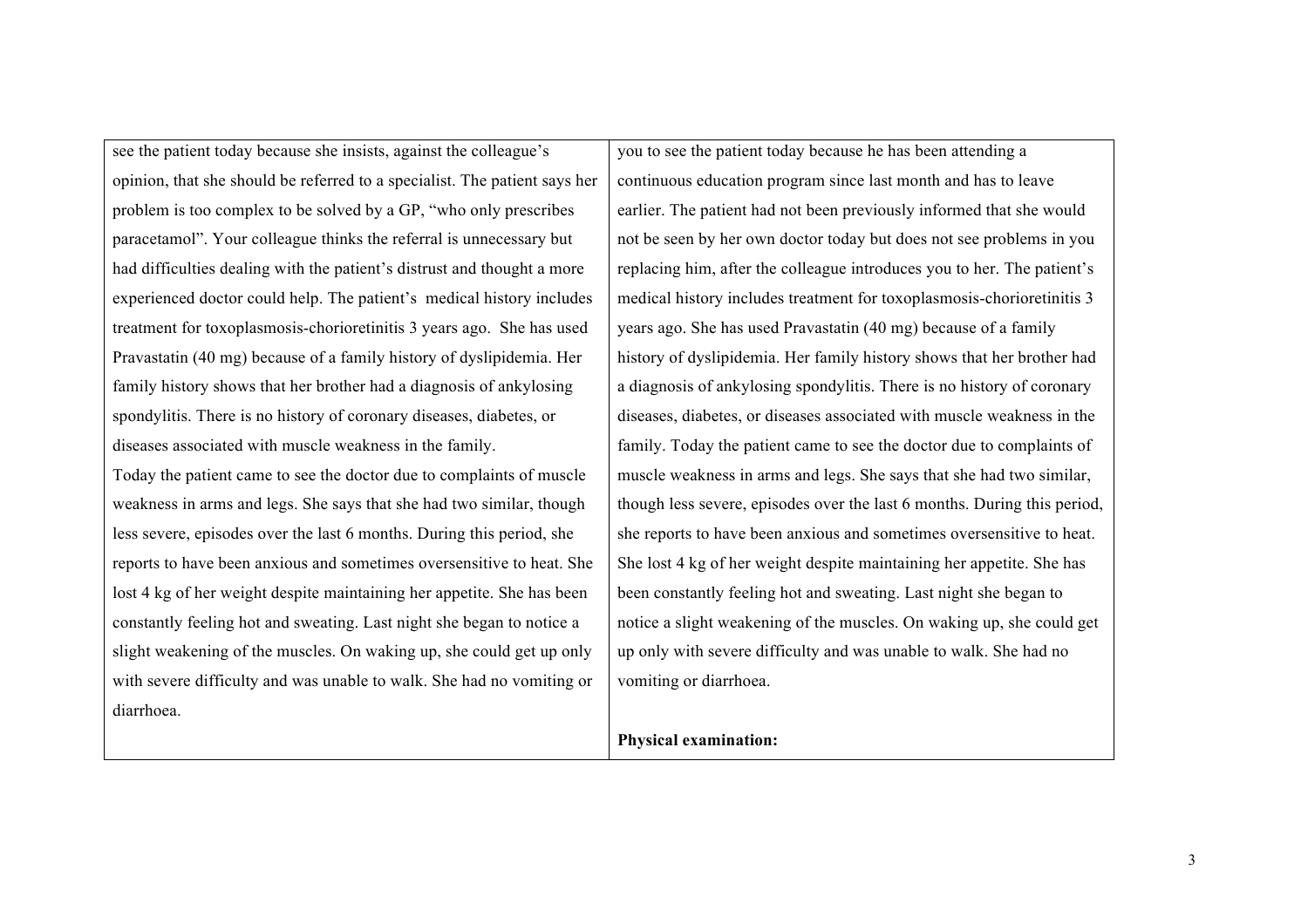| | |
|---|---|
| see the patient today because she insists, against the colleague's opinion, that she should be referred to a specialist. The patient says her problem is too complex to be solved by a GP, "who only prescribes paracetamol". Your colleague thinks the referral is unnecessary but had difficulties dealing with the patient's distrust and thought a more experienced doctor could help. The patient's medical history includes treatment for toxoplasmosis-chorioretinitis 3 years ago. She has used Pravastatin (40 mg) because of a family history of dyslipidemia. Her family history shows that her brother had a diagnosis of ankylosing spondylitis. There is no history of coronary diseases, diabetes, or diseases associated with muscle weakness in the family.<br>Today the patient came to see the doctor due to complaints of muscle weakness in arms and legs. She says that she had two similar, though less severe, episodes over the last 6 months. During this period, she reports to have been anxious and sometimes oversensitive to heat. She lost 4 kg of her weight despite maintaining her appetite. She has been constantly feeling hot and sweating. Last night she began to notice a slight weakening of the muscles. On waking up, she could get up only with severe difficulty and was unable to walk. She had no vomiting or diarrhoea. | you to see the patient today because he has been attending a continuous education program since last month and has to leave earlier. The patient had not been previously informed that she would not be seen by her own doctor today but does not see problems in you replacing him, after the colleague introduces you to her. The patient's medical history includes treatment for toxoplasmosis-chorioretinitis 3 years ago. She has used Pravastatin (40 mg) because of a family history of dyslipidemia. Her family history shows that her brother had a diagnosis of ankylosing spondylitis. There is no history of coronary diseases, diabetes, or diseases associated with muscle weakness in the family. Today the patient came to see the doctor due to complaints of muscle weakness in arms and legs. She says that she had two similar, though less severe, episodes over the last 6 months. During this period, she reports to have been anxious and sometimes oversensitive to heat. She lost 4 kg of her weight despite maintaining her appetite. She has been constantly feeling hot and sweating. Last night she began to notice a slight weakening of the muscles. On waking up, she could get up only with severe difficulty and was unable to walk. She had no vomiting or diarrhoea.<br><br>**Physical examination:** |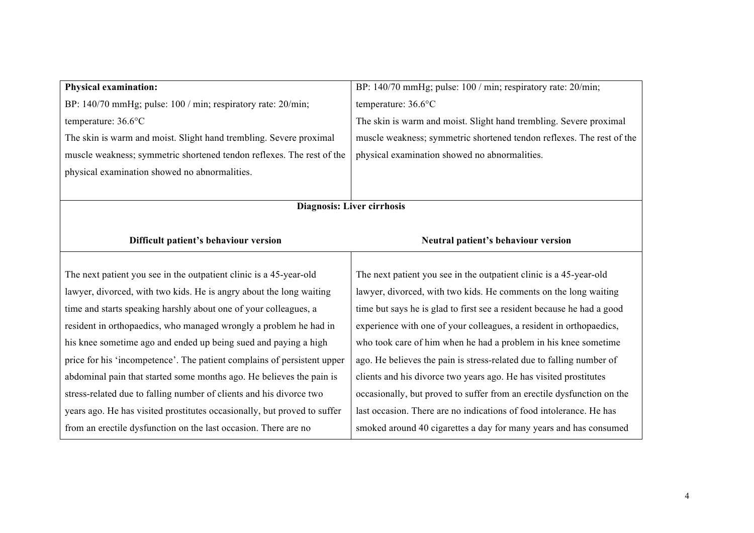| **Physical examination:**<br>BP: 140/70 mmHg; pulse: 100 / min; respiratory rate: 20/min; temperature: 36.6°C<br>The skin is warm and moist. Slight hand trembling. Severe proximal muscle weakness; symmetric shortened tendon reflexes. The rest of the physical examination showed no abnormalities. | BP: 140/70 mmHg; pulse: 100 / min; respiratory rate: 20/min; temperature: 36.6°C<br>The skin is warm and moist. Slight hand trembling. Severe proximal muscle weakness; symmetric shortened tendon reflexes. The rest of the physical examination showed no abnormalities. |
|---|---|
| **Diagnosis: Liver cirrhosis** | |
| **Difficult patient's behaviour version** | **Neutral patient's behaviour version** |
| The next patient you see in the outpatient clinic is a 45-year-old lawyer, divorced, with two kids. He is angry about the long waiting time and starts speaking harshly about one of your colleagues, a resident in orthopaedics, who managed wrongly a problem he had in his knee sometime ago and ended up being sued and paying a high price for his 'incompetence'. The patient complains of persistent upper abdominal pain that started some months ago. He believes the pain is stress-related due to falling number of clients and his divorce two years ago. He has visited prostitutes occasionally, but proved to suffer from an erectile dysfunction on the last occasion. There are no | The next patient you see in the outpatient clinic is a 45-year-old lawyer, divorced, with two kids. He comments on the long waiting time but says he is glad to first see a resident because he had a good experience with one of your colleagues, a resident in orthopaedics, who took care of him when he had a problem in his knee sometime ago. He believes the pain is stress-related due to falling number of clients and his divorce two years ago. He has visited prostitutes occasionally, but proved to suffer from an erectile dysfunction on the last occasion. There are no indications of food intolerance. He has smoked around 40 cigarettes a day for many years and has consumed |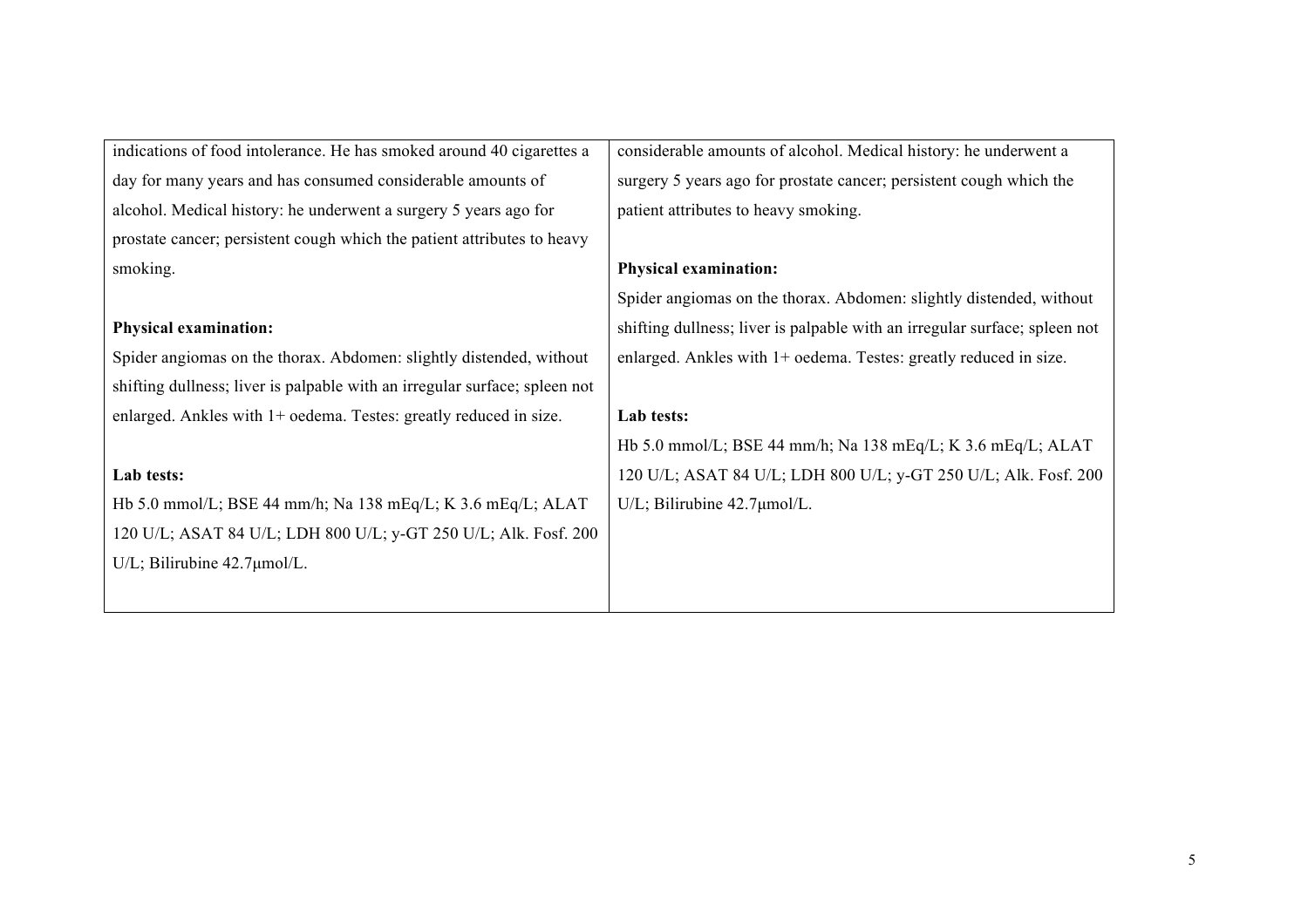| | |
|---|---|
| indications of food intolerance. He has smoked around 40 cigarettes a day for many years and has consumed considerable amounts of alcohol. Medical history: he underwent a surgery 5 years ago for prostate cancer; persistent cough which the patient attributes to heavy smoking.<br><br>**Physical examination:**<br>Spider angiomas on the thorax. Abdomen: slightly distended, without shifting dullness; liver is palpable with an irregular surface; spleen not enlarged. Ankles with 1+ oedema. Testes: greatly reduced in size.<br><br>**Lab tests:**<br>Hb 5.0 mmol/L; BSE 44 mm/h; Na 138 mEq/L; K 3.6 mEq/L; ALAT 120 U/L; ASAT 84 U/L; LDH 800 U/L; y-GT 250 U/L; Alk. Fosf. 200 U/L; Bilirubine 42.7μmol/L. | considerable amounts of alcohol. Medical history: he underwent a surgery 5 years ago for prostate cancer; persistent cough which the patient attributes to heavy smoking.<br><br>**Physical examination:**<br>Spider angiomas on the thorax. Abdomen: slightly distended, without shifting dullness; liver is palpable with an irregular surface; spleen not enlarged. Ankles with 1+ oedema. Testes: greatly reduced in size.<br><br>**Lab tests:**<br>Hb 5.0 mmol/L; BSE 44 mm/h; Na 138 mEq/L; K 3.6 mEq/L; ALAT 120 U/L; ASAT 84 U/L; LDH 800 U/L; y-GT 250 U/L; Alk. Fosf. 200 U/L; Bilirubine 42.7μmol/L. |